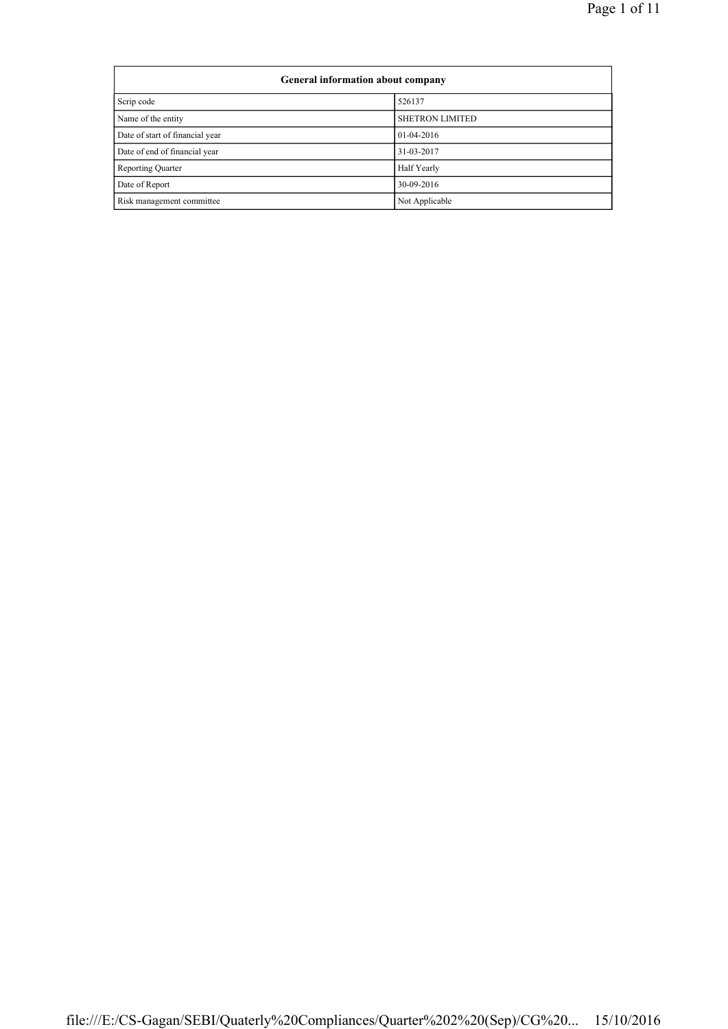| General information about company | |
|---|---|
| Scrip code | 526137 |
| Name of the entity | SHETRON LIMITED |
| Date of start of financial year | 01-04-2016 |
| Date of end of financial year | 31-03-2017 |
| Reporting Quarter | Half Yearly |
| Date of Report | 30-09-2016 |
| Risk management committee | Not Applicable |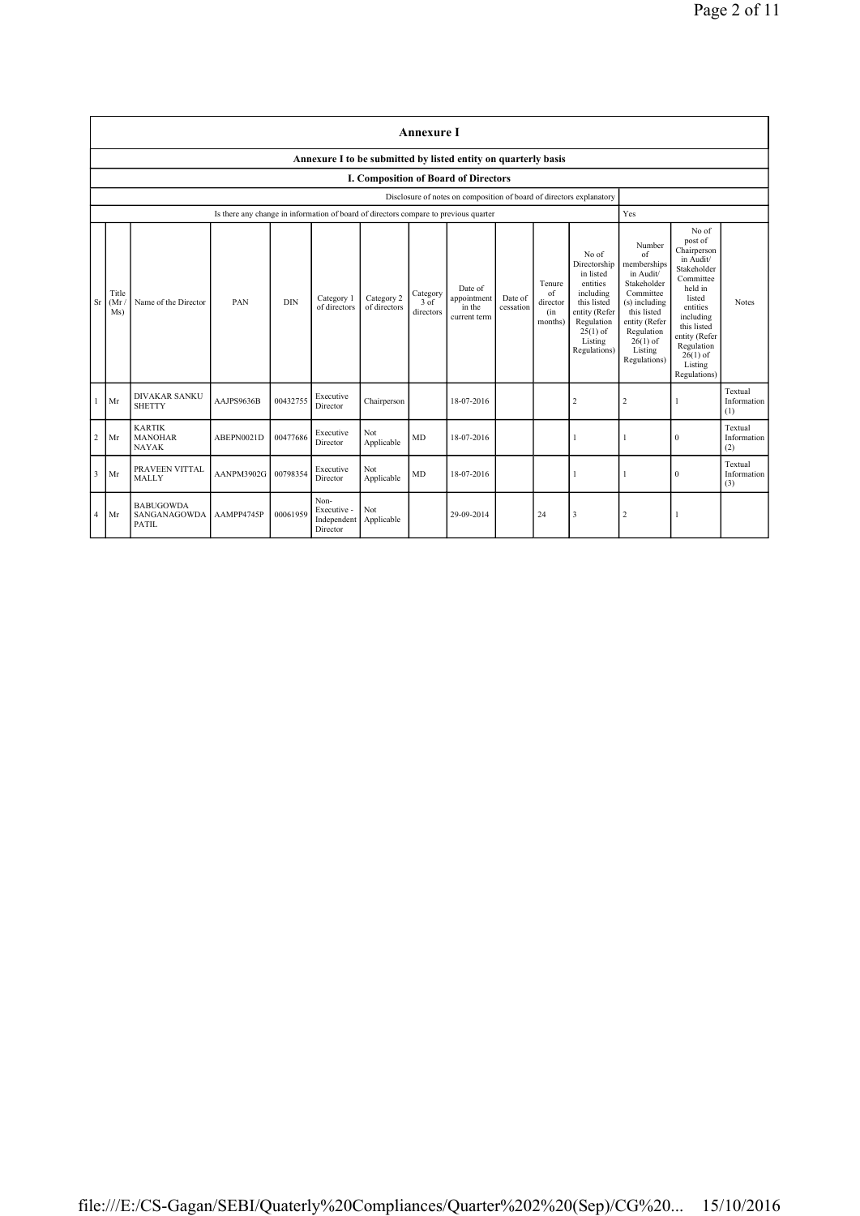# Annexure I

## Annexure I to be submitted by listed entity on quarterly basis

### I. Composition of Board of Directors

| Disclosure of notes on composition of board of directors explanatory | |
|---|---|
| Is there any change in information of board of directors compare to previous quarter | Yes |

| Sr | Title (Mr / Ms) | Name of the Director | PAN | DIN | Category 1 of directors | Category 2 of directors | Category 3 of directors | Date of appointment in the current term | Date of cessation | Tenure of director (in months) | No of Directorship in listed entities including this listed entity (Refer Regulation 25(1) of Listing Regulations) | Number of memberships in Audit/ Stakeholder Committee (s) including this listed entity (Refer Regulation 26(1) of Listing Regulations) | No of post of Chairperson in Audit/ Stakeholder Committee held in listed entities including this listed entity (Refer Regulation 26(1) of Listing Regulations) | Notes |
|---|---|---|---|---|---|---|---|---|---|---|---|---|---|---|
| 1 | Mr | DIVAKAR SANKU SHETTY | AAJPS9636B | 00432755 | Executive Director | Chairperson | | 18-07-2016 | | | 2 | 2 | 1 | Textual Information (1) |
| 2 | Mr | KARTIK MANOHAR NAYAK | ABEPN0021D | 00477686 | Executive Director | Not Applicable | MD | 18-07-2016 | | | 1 | 1 | 0 | Textual Information (2) |
| 3 | Mr | PRAVEEN VITTAL MALLY | AANPM3902G | 00798354 | Executive Director | Not Applicable | MD | 18-07-2016 | | | 1 | 1 | 0 | Textual Information (3) |
| 4 | Mr | BABUGOWDA SANGANAGOWDA PATIL | AAMPP4745P | 00061959 | Non-Executive - Independent Director | Not Applicable | | 29-09-2014 | | 24 | 3 | 2 | 1 | |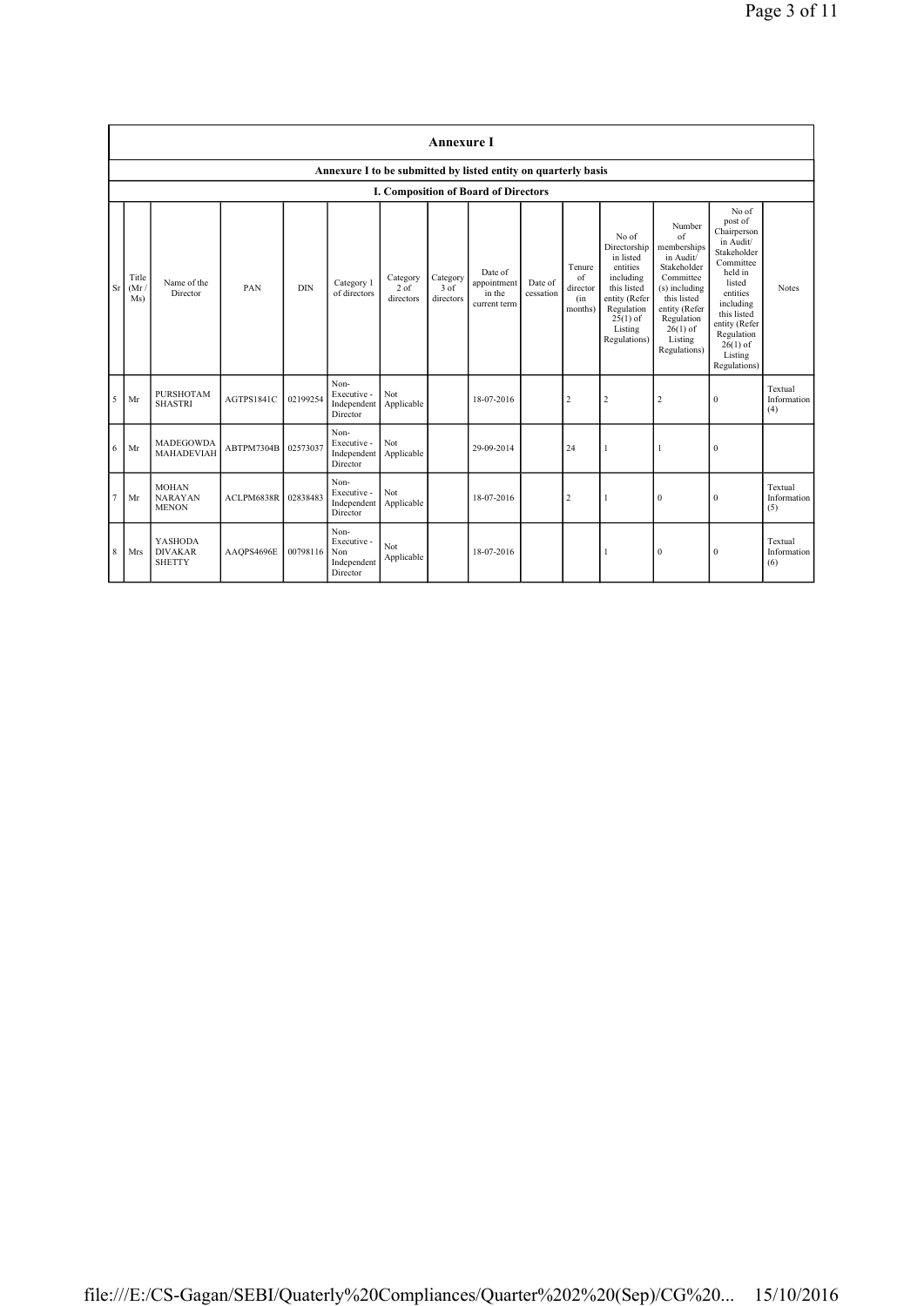# Annexure I

## Annexure I to be submitted by listed entity on quarterly basis

### I. Composition of Board of Directors

| Sr | Title (Mr / Ms) | Name of the Director | PAN | DIN | Category 1 of directors | Category 2 of directors | Category 3 of directors | Date of appointment in the current term | Date of cessation | Tenure of director (in months) | No of Directorship in listed entities including this listed entity (Refer Regulation 25(1) of Listing Regulations) | Number of memberships in Audit/ Stakeholder Committee (s) including this listed entity (Refer Regulation 26(1) of Listing Regulations) | No of post of Chairperson in Audit/ Stakeholder Committee held in listed entities including this listed entity (Refer Regulation 26(1) of Listing Regulations) | Notes |
|---|---|---|---|---|---|---|---|---|---|---|---|---|---|---|
| 5 | Mr | PURSHOTAM SHASTRI | AGTPS1841C | 02199254 | Non-Executive - Independent Director | Not Applicable | | 18-07-2016 | | 2 | 2 | 2 | 0 | Textual Information (4) |
| 6 | Mr | MADEGOWDA MAHADEVIAH | ABTPM7304B | 02573037 | Non-Executive - Independent Director | Not Applicable | | 29-09-2014 | | 24 | 1 | 1 | 0 | |
| 7 | Mr | MOHAN NARAYAN MENON | ACLPM6838R | 02838483 | Non-Executive - Independent Director | Not Applicable | | 18-07-2016 | | 2 | 1 | 0 | 0 | Textual Information (5) |
| 8 | Mrs | YASHODA DIVAKAR SHETTY | AAQPS4696E | 00798116 | Non-Executive - Non Independent Director | Not Applicable | | 18-07-2016 | | | 1 | 0 | 0 | Textual Information (6) |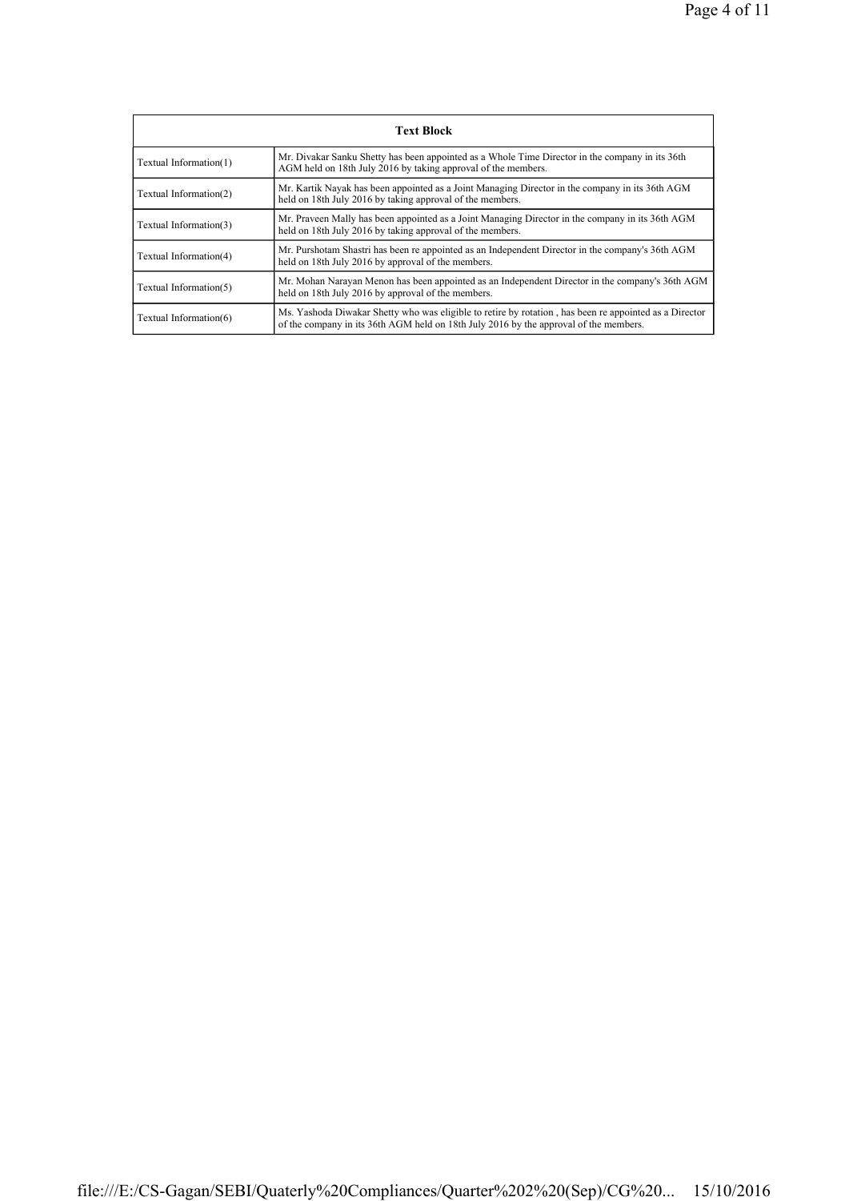| Text Block | |
|---|---|
| Textual Information(1) | Mr. Divakar Sanku Shetty has been appointed as a Whole Time Director in the company in its 36th AGM held on 18th July 2016 by taking approval of the members. |
| Textual Information(2) | Mr. Kartik Nayak has been appointed as a Joint Managing Director in the company in its 36th AGM held on 18th July 2016 by taking approval of the members. |
| Textual Information(3) | Mr. Praveen Mally has been appointed as a Joint Managing Director in the company in its 36th AGM held on 18th July 2016 by taking approval of the members. |
| Textual Information(4) | Mr. Purshotam Shastri has been re appointed as an Independent Director in the company's 36th AGM held on 18th July 2016 by approval of the members. |
| Textual Information(5) | Mr. Mohan Narayan Menon has been appointed as an Independent Director in the company's 36th AGM held on 18th July 2016 by approval of the members. |
| Textual Information(6) | Ms. Yashoda Diwakar Shetty who was eligible to retire by rotation , has been re appointed as a Director of the company in its 36th AGM held on 18th July 2016 by the approval of the members. |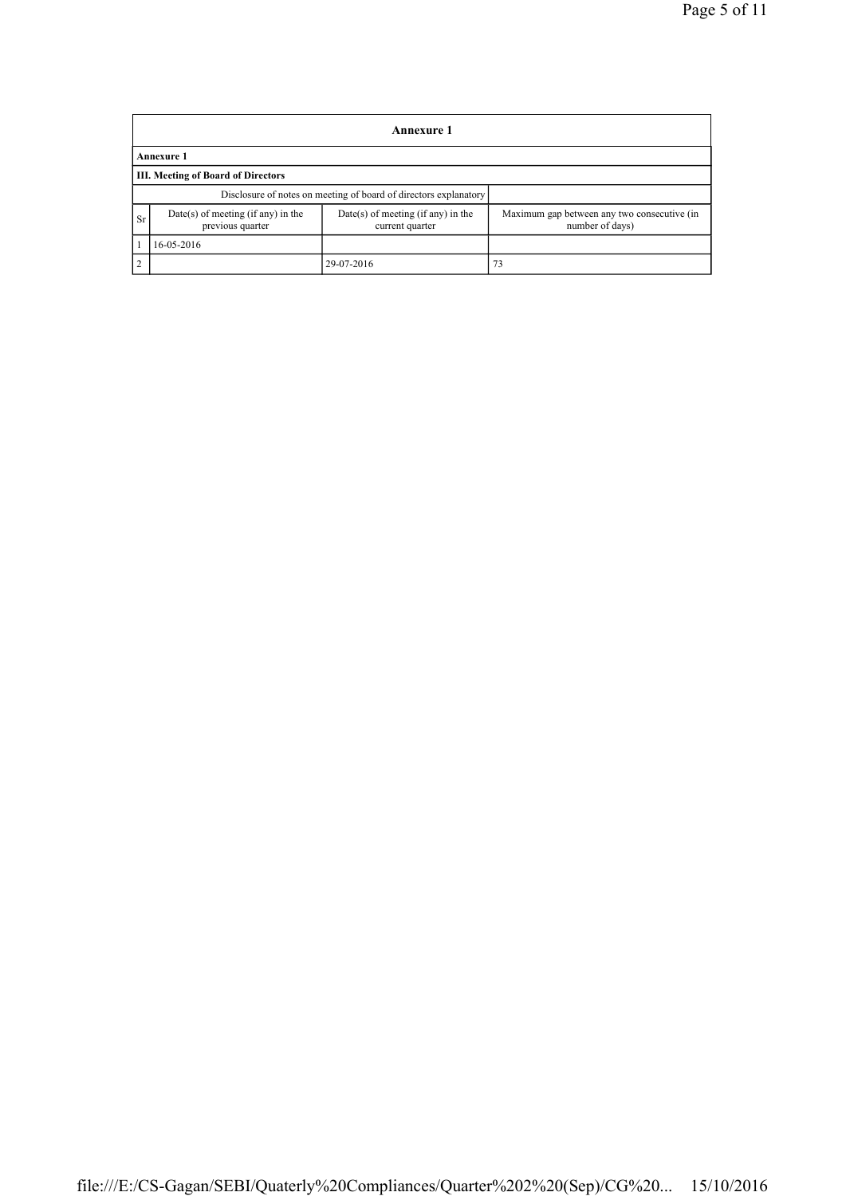| Annexure 1 | | | |
|---|---|---|---|
| **Annexure 1** | | | |
| **III. Meeting of Board of Directors** | | | |
| Disclosure of notes on meeting of board of directors explanatory | | | |
| Sr | Date(s) of meeting (if any) in the previous quarter | Date(s) of meeting (if any) in the current quarter | Maximum gap between any two consecutive (in number of days) |
| 1 | 16-05-2016 | | |
| 2 | | 29-07-2016 | 73 |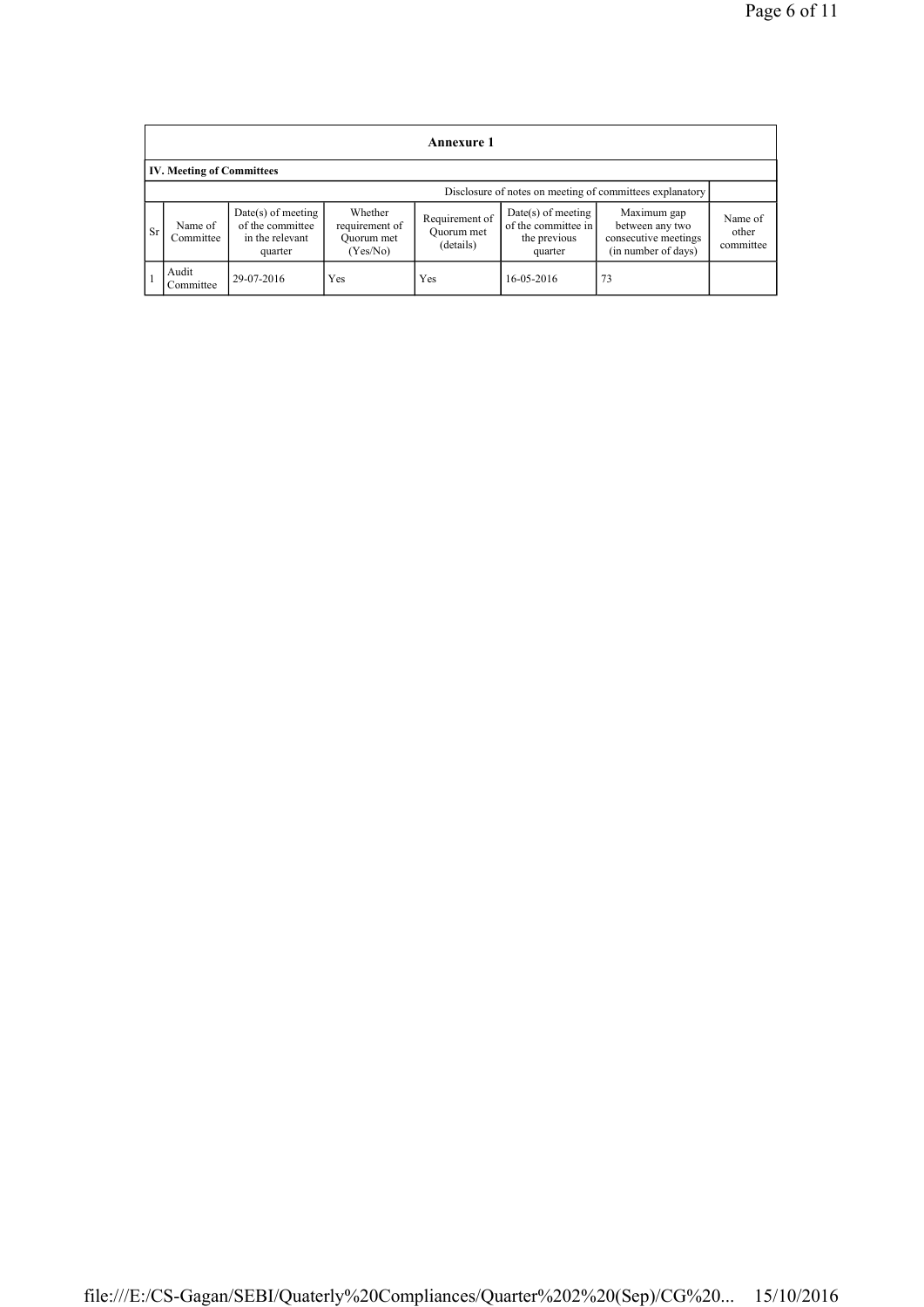## Annexure 1

### IV. Meeting of Committees

Disclosure of notes on meeting of committees explanatory

| Sr | Name of Committee | Date(s) of meeting of the committee in the relevant quarter | Whether requirement of Quorum met (Yes/No) | Requirement of Quorum met (details) | Date(s) of meeting of the committee in the previous quarter | Maximum gap between any two consecutive meetings (in number of days) | Name of other committee |
|---|---|---|---|---|---|---|---|
| 1 | Audit Committee | 29-07-2016 | Yes | Yes | 16-05-2016 | 73 | |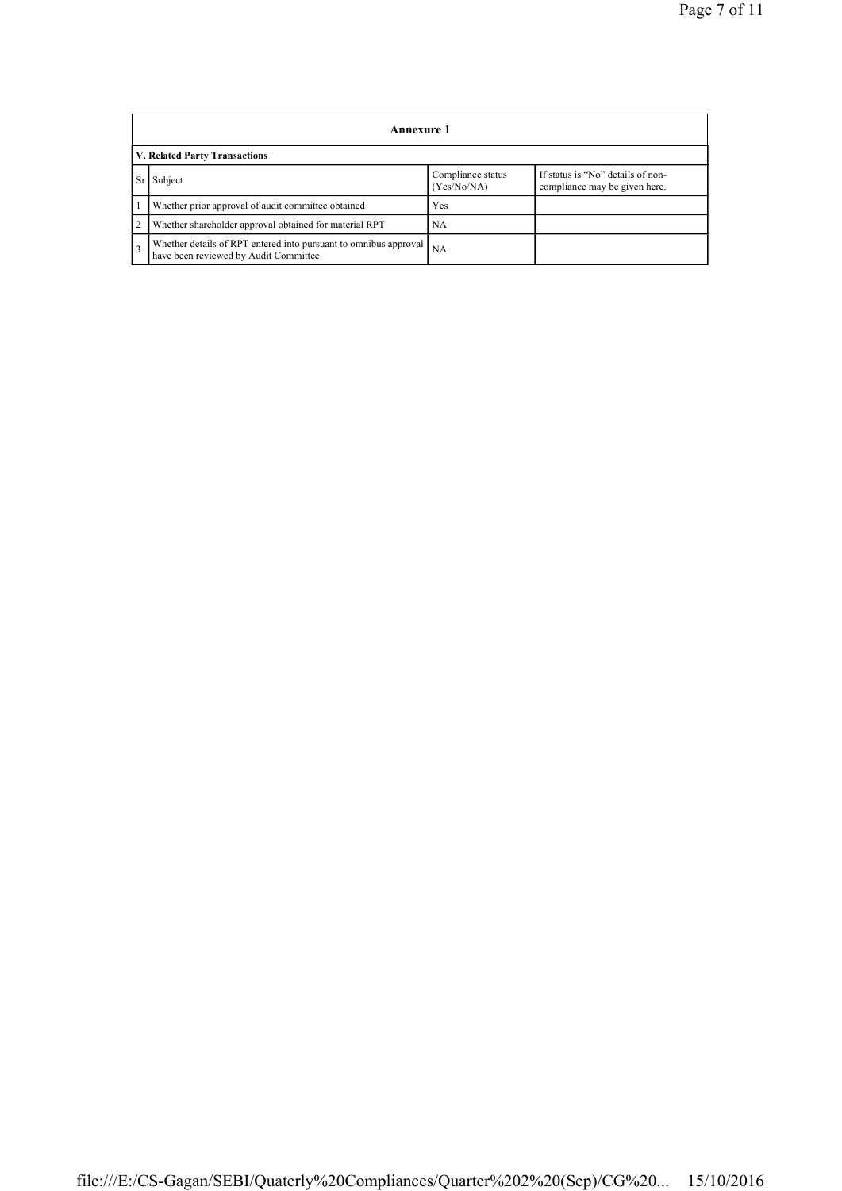## Annexure 1

### V. Related Party Transactions

| Sr | Subject | Compliance status (Yes/No/NA) | If status is "No" details of non-compliance may be given here. |
|---|---|---|---|
| 1 | Whether prior approval of audit committee obtained | Yes | |
| 2 | Whether shareholder approval obtained for material RPT | NA | |
| 3 | Whether details of RPT entered into pursuant to omnibus approval have been reviewed by Audit Committee | NA | |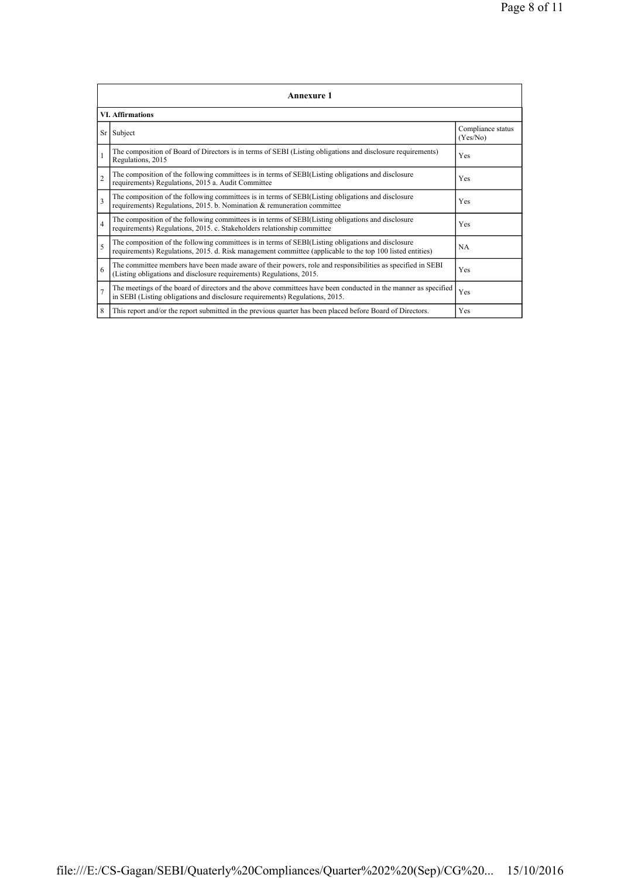## Annexure 1

### VI. Affirmations

| Sr | Subject | Compliance status (Yes/No) |
|---|---|---|
| 1 | The composition of Board of Directors is in terms of SEBI (Listing obligations and disclosure requirements) Regulations, 2015 | Yes |
| 2 | The composition of the following committees is in terms of SEBI(Listing obligations and disclosure requirements) Regulations, 2015 a. Audit Committee | Yes |
| 3 | The composition of the following committees is in terms of SEBI(Listing obligations and disclosure requirements) Regulations, 2015. b. Nomination & remuneration committee | Yes |
| 4 | The composition of the following committees is in terms of SEBI(Listing obligations and disclosure requirements) Regulations, 2015. c. Stakeholders relationship committee | Yes |
| 5 | The composition of the following committees is in terms of SEBI(Listing obligations and disclosure requirements) Regulations, 2015. d. Risk management committee (applicable to the top 100 listed entities) | NA |
| 6 | The committee members have been made aware of their powers, role and responsibilities as specified in SEBI (Listing obligations and disclosure requirements) Regulations, 2015. | Yes |
| 7 | The meetings of the board of directors and the above committees have been conducted in the manner as specified in SEBI (Listing obligations and disclosure requirements) Regulations, 2015. | Yes |
| 8 | This report and/or the report submitted in the previous quarter has been placed before Board of Directors. | Yes |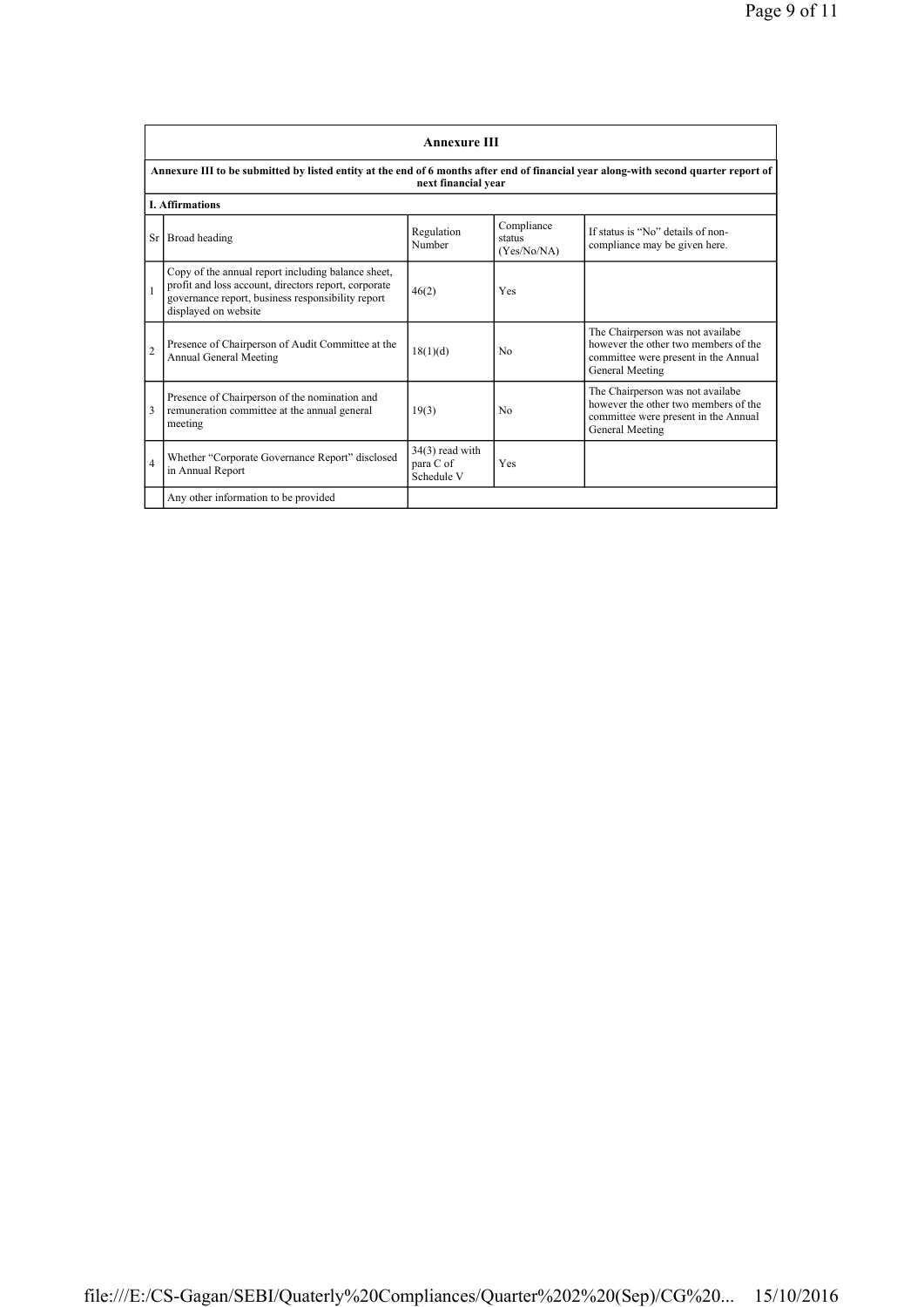## Annexure III

**Annexure III to be submitted by listed entity at the end of 6 months after end of financial year along-with second quarter report of next financial year**

**I. Affirmations**

| Sr | Broad heading | Regulation Number | Compliance status (Yes/No/NA) | If status is "No" details of non-compliance may be given here. |
|---|---|---|---|---|
| 1 | Copy of the annual report including balance sheet, profit and loss account, directors report, corporate governance report, business responsibility report displayed on website | 46(2) | Yes | |
| 2 | Presence of Chairperson of Audit Committee at the Annual General Meeting | 18(1)(d) | No | The Chairperson was not availabe however the other two members of the committee were present in the Annual General Meeting |
| 3 | Presence of Chairperson of the nomination and remuneration committee at the annual general meeting | 19(3) | No | The Chairperson was not availabe however the other two members of the committee were present in the Annual General Meeting |
| 4 | Whether "Corporate Governance Report" disclosed in Annual Report | 34(3) read with para C of Schedule V | Yes | |
| | Any other information to be provided | | | |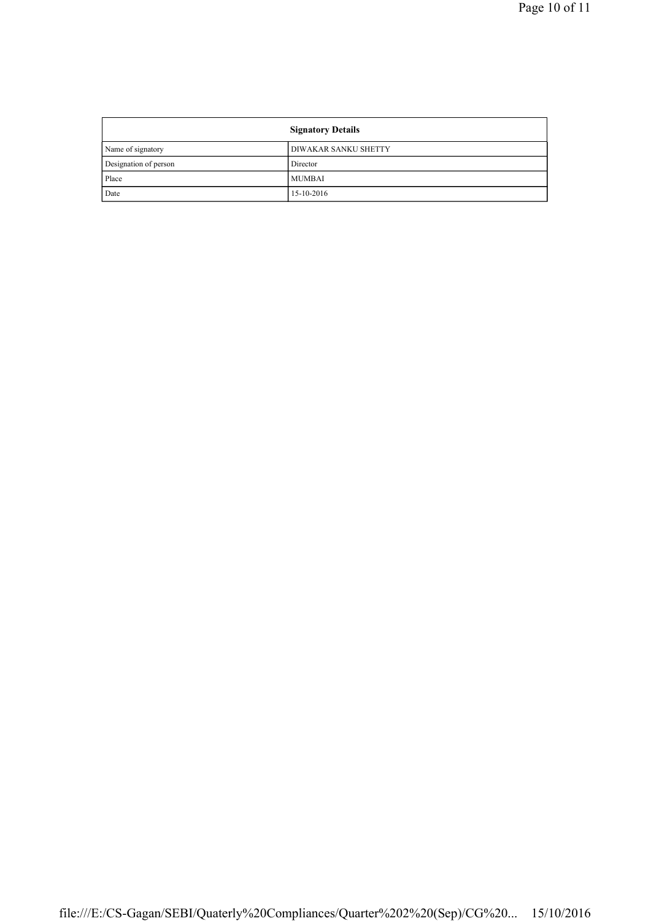| Signatory Details | |
|---|---|
| Name of signatory | DIWAKAR SANKU SHETTY |
| Designation of person | Director |
| Place | MUMBAI |
| Date | 15-10-2016 |